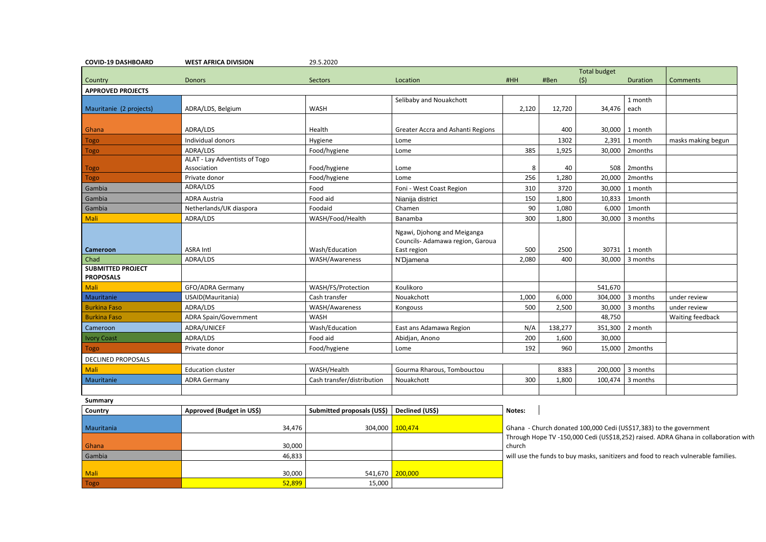**COVID-19 DASHBOARD** **WEST AFRICA DIVISION** 29.5.2020

| Country | Donors | Sectors | Location | #HH | #Ben | Total budget ($) | Duration | Comments |
|---|---|---|---|---|---|---|---|---|
| **APPROVED PROJECTS** | | | | | | | | |
| Mauritanie (2 projects) | ADRA/LDS, Belgium | WASH | Selibaby and Nouakchott | 2,120 | 12,720 | 34,476 | 1 month each | |
| Ghana | ADRA/LDS | Health | Greater Accra and Ashanti Regions | | 400 | 30,000 | 1 month | |
| Togo | Individual donors | Hygiene | Lome | | 1302 | 2,391 | 1 month | masks making begun |
| Togo | ADRA/LDS | Food/hygiene | Lome | 385 | 1,925 | 30,000 | 2months | |
| Togo | ALAT - Lay Adventists of Togo Association | Food/hygiene | Lome | 8 | 40 | 508 | 2months | |
| Togo | Private donor | Food/hygiene | Lome | 256 | 1,280 | 20,000 | 2months | |
| Gambia | ADRA/LDS | Food | Foni - West Coast Region | 310 | 3720 | 30,000 | 1 month | |
| Gambia | ADRA Austria | Food aid | Nianija district | 150 | 1,800 | 10,833 | 1month | |
| Gambia | Netherlands/UK diaspora | Foodaid | Chamen | 90 | 1,080 | 6,000 | 1month | |
| Mali | ADRA/LDS | WASH/Food/Health | Banamba | 300 | 1,800 | 30,000 | 3 months | |
| **Cameroon** | ASRA Intl | Wash/Education | Ngawi, Djohong and Meiganga Councils- Adamawa region, Garoua East region | 500 | 2500 | 30731 | 1 month | |
| Chad | ADRA/LDS | WASH/Awareness | N'Djamena | 2,080 | 400 | 30,000 | 3 months | |
| **SUBMITTED PROJECT PROPOSALS** | | | | | | | | |
| Mali | GFO/ADRA Germany | WASH/FS/Protection | Koulikoro | | | 541,670 | | |
| Mauritanie | USAID(Mauritania) | Cash transfer | Nouakchott | 1,000 | 6,000 | 304,000 | 3 months | under review |
| Burkina Faso | ADRA/LDS | WASH/Awareness | Kongouss | 500 | 2,500 | 30,000 | 3 months | under review |
| Burkina Faso | ADRA Spain/Government | WASH | | | | 48,750 | | Waiting feedback |
| Cameroon | ADRA/UNICEF | Wash/Education | East ans Adamawa Region | N/A | 138,277 | 351,300 | 2 month | |
| Ivory Coast | ADRA/LDS | Food aid | Abidjan, Anono | 200 | 1,600 | 30,000 | | |
| Togo | Private donor | Food/hygiene | Lome | 192 | 960 | 15,000 | 2months | |
| DECLINED PROPOSALS | | | | | | | | |
| Mali | Education cluster | WASH/Health | Gourma Rharous, Tombouctou | | 8383 | 200,000 | 3 months | |
| Mauritanie | ADRA Germany | Cash transfer/distribution | Nouakchott | 300 | 1,800 | 100,474 | 3 months | |

**Summary**

| Country | Approved (Budget in US$) | Submitted proposals (US$) | Declined (US$) |
|---|---|---|---|
| Mauritania | 34,476 | 304,000 | 100,474 |
| Ghana | 30,000 | | |
| Gambia | 46,833 | | |
| Mali | 30,000 | 541,670 | 200,000 |
| Togo | 52,899 | 15,000 | |

**Notes:**

Ghana - Church donated 100,000 Cedi (US$17,383) to the government
Through Hope TV -150,000 Cedi (US$18,252) raised. ADRA Ghana in collaboration with church
will use the funds to buy masks, sanitizers and food to reach vulnerable families.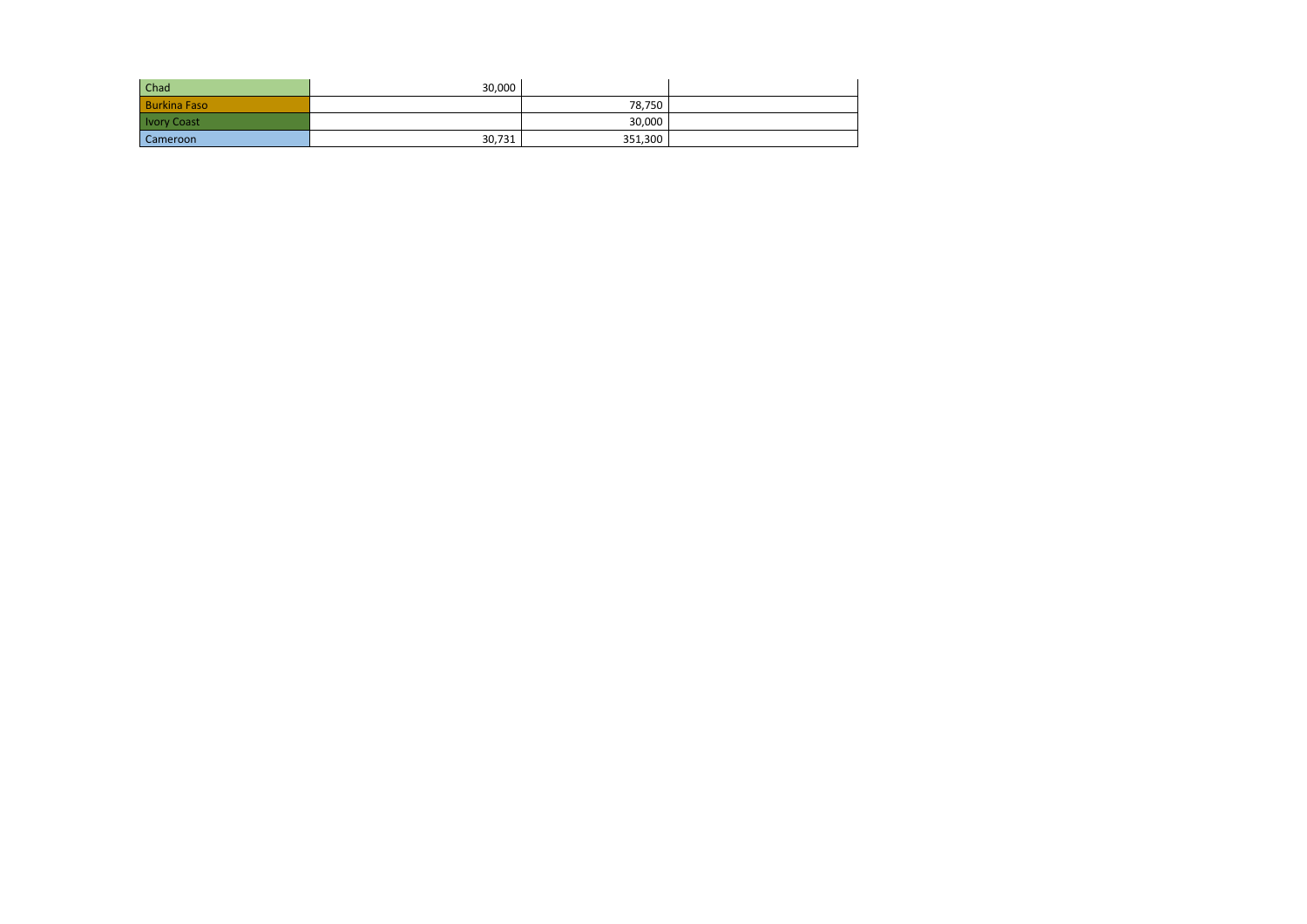| | | | |
|---|---|---|---|
| Chad | 30,000 | | |
| Burkina Faso | | 78,750 | |
| Ivory Coast | | 30,000 | |
| Cameroon | 30,731 | 351,300 | |